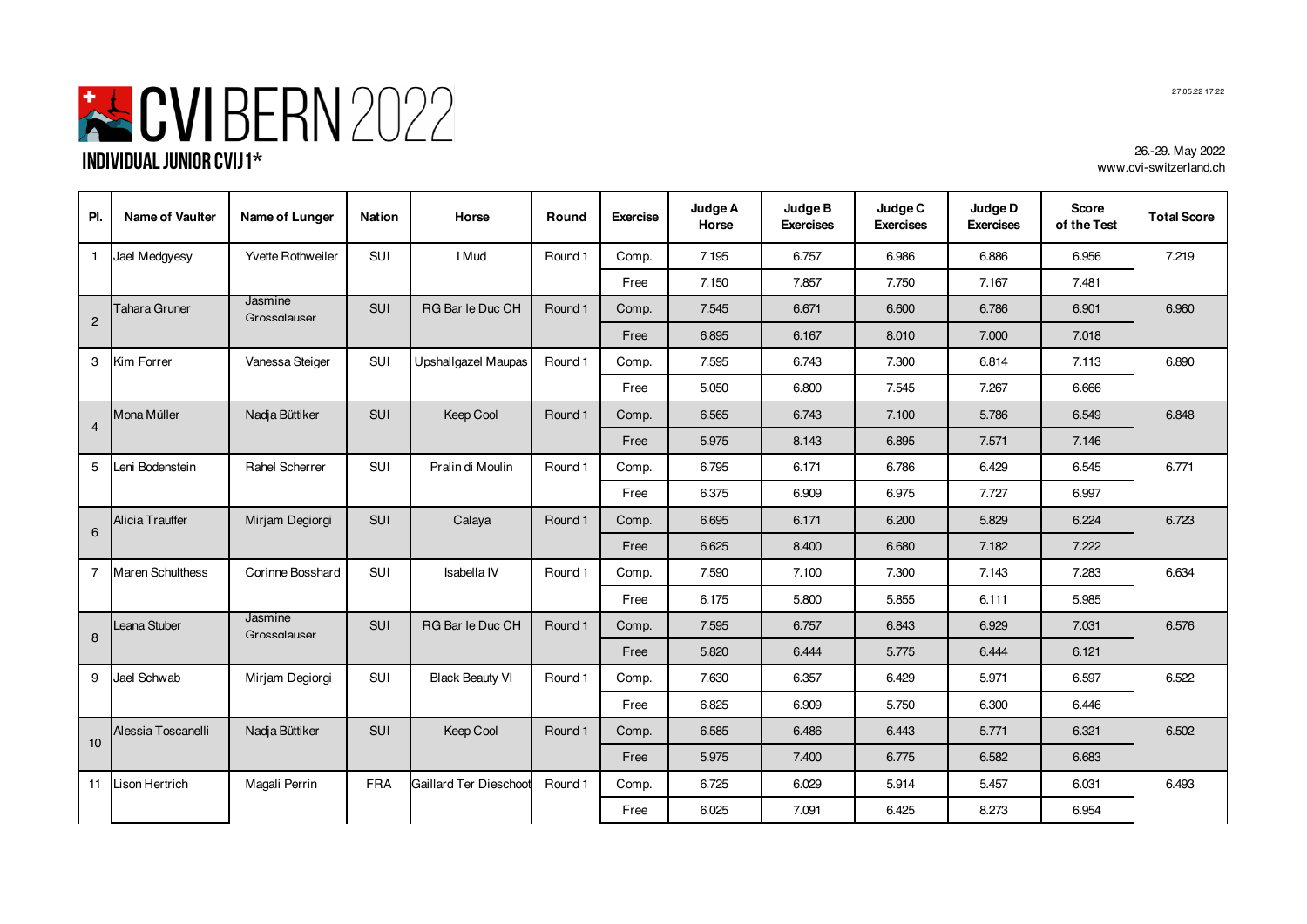# CVI BERN 2022

## INDIVIDUAL JUNIOR CVIJ1*

27.05.22 17:22

26.-29. May 2022
www.cvi-switzerland.ch

| Pl. | Name of Vaulter | Name of Lunger | Nation | Horse | Round | Exercise | Judge A Horse | Judge B Exercises | Judge C Exercises | Judge D Exercises | Score of the Test | Total Score |
|---|---|---|---|---|---|---|---|---|---|---|---|---|
| 1 | Jael Medgyesy | Yvette Rothweiler | SUI | I Mud | Round 1 | Comp. | 7.195 | 6.757 | 6.986 | 6.886 | 6.956 | 7.219 |
| | | | | | | Free | 7.150 | 7.857 | 7.750 | 7.167 | 7.481 | |
| 2 | Tahara Gruner | Jasmine Grossglauser | SUI | RG Bar le Duc CH | Round 1 | Comp. | 7.545 | 6.671 | 6.600 | 6.786 | 6.901 | 6.960 |
| | | | | | | Free | 6.895 | 6.167 | 8.010 | 7.000 | 7.018 | |
| 3 | Kim Forrer | Vanessa Steiger | SUI | Upshallgazel Maupas | Round 1 | Comp. | 7.595 | 6.743 | 7.300 | 6.814 | 7.113 | 6.890 |
| | | | | | | Free | 5.050 | 6.800 | 7.545 | 7.267 | 6.666 | |
| 4 | Mona Müller | Nadja Büttiker | SUI | Keep Cool | Round 1 | Comp. | 6.565 | 6.743 | 7.100 | 5.786 | 6.549 | 6.848 |
| | | | | | | Free | 5.975 | 8.143 | 6.895 | 7.571 | 7.146 | |
| 5 | Leni Bodenstein | Rahel Scherrer | SUI | Pralin di Moulin | Round 1 | Comp. | 6.795 | 6.171 | 6.786 | 6.429 | 6.545 | 6.771 |
| | | | | | | Free | 6.375 | 6.909 | 6.975 | 7.727 | 6.997 | |
| 6 | Alicia Trauffer | Mirjam Degiorgi | SUI | Calaya | Round 1 | Comp. | 6.695 | 6.171 | 6.200 | 5.829 | 6.224 | 6.723 |
| | | | | | | Free | 6.625 | 8.400 | 6.680 | 7.182 | 7.222 | |
| 7 | Maren Schulthess | Corinne Bosshard | SUI | Isabella IV | Round 1 | Comp. | 7.590 | 7.100 | 7.300 | 7.143 | 7.283 | 6.634 |
| | | | | | | Free | 6.175 | 5.800 | 5.855 | 6.111 | 5.985 | |
| 8 | Leana Stuber | Jasmine Grossglauser | SUI | RG Bar le Duc CH | Round 1 | Comp. | 7.595 | 6.757 | 6.843 | 6.929 | 7.031 | 6.576 |
| | | | | | | Free | 5.820 | 6.444 | 5.775 | 6.444 | 6.121 | |
| 9 | Jael Schwab | Mirjam Degiorgi | SUI | Black Beauty VI | Round 1 | Comp. | 7.630 | 6.357 | 6.429 | 5.971 | 6.597 | 6.522 |
| | | | | | | Free | 6.825 | 6.909 | 5.750 | 6.300 | 6.446 | |
| 10 | Alessia Toscanelli | Nadja Büttiker | SUI | Keep Cool | Round 1 | Comp. | 6.585 | 6.486 | 6.443 | 5.771 | 6.321 | 6.502 |
| | | | | | | Free | 5.975 | 7.400 | 6.775 | 6.582 | 6.683 | |
| 11 | Lison Hertrich | Magali Perrin | FRA | Gaillard Ter Dieschoot | Round 1 | Comp. | 6.725 | 6.029 | 5.914 | 5.457 | 6.031 | 6.493 |
| | | | | | | Free | 6.025 | 7.091 | 6.425 | 8.273 | 6.954 | |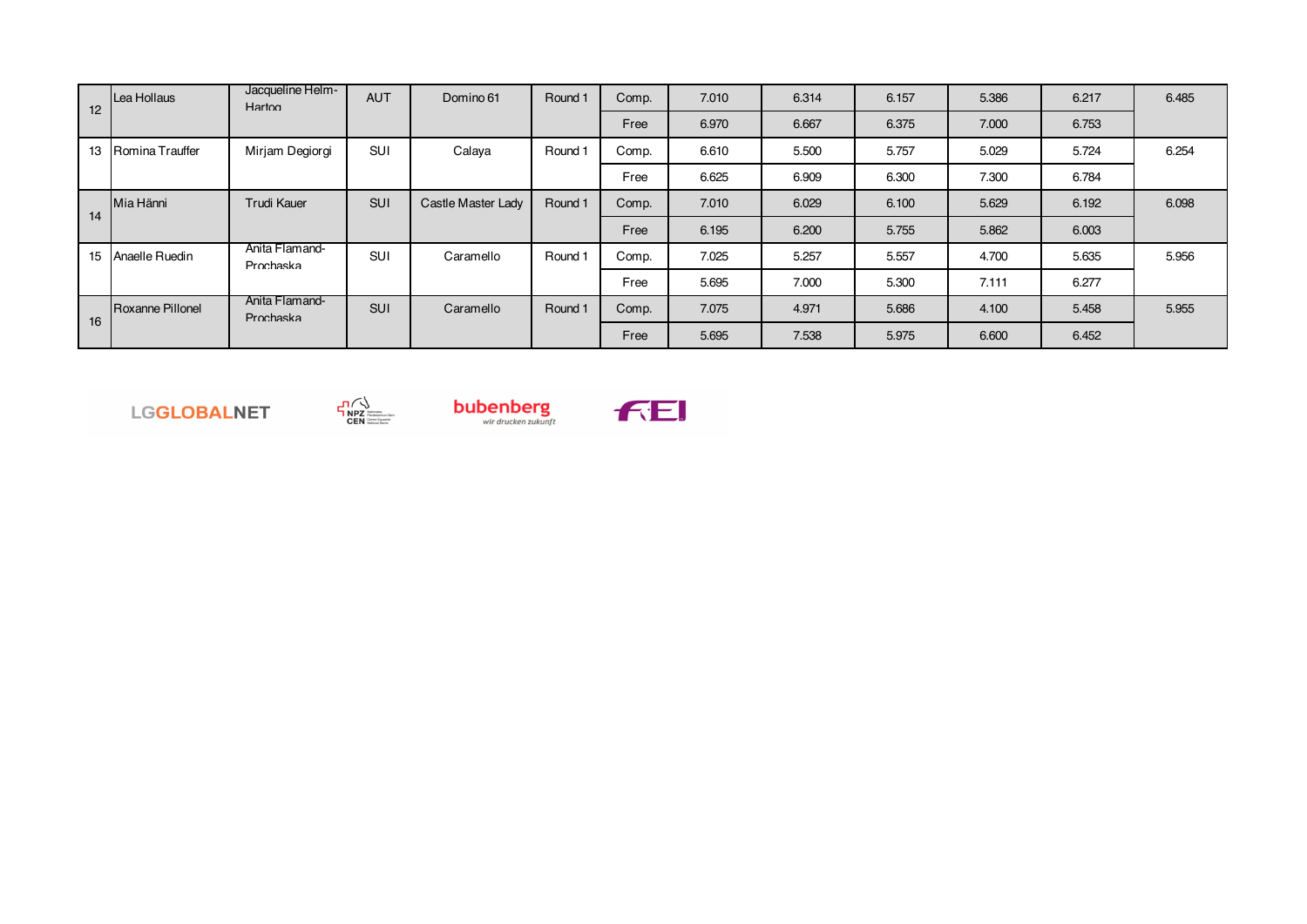| | | | | | | | | | | | | |
|---|---|---|---|---|---|---|---|---|---|---|---|---|
| 12 | Lea Hollaus | Jacqueline Helm-Hartog | AUT | Domino 61 | Round 1 | Comp. | 7.010 | 6.314 | 6.157 | 5.386 | 6.217 | 6.485 |
| | | | | | | Free | 6.970 | 6.667 | 6.375 | 7.000 | 6.753 | |
| 13 | Romina Trauffer | Mirjam Degiorgi | SUI | Calaya | Round 1 | Comp. | 6.610 | 5.500 | 5.757 | 5.029 | 5.724 | 6.254 |
| | | | | | | Free | 6.625 | 6.909 | 6.300 | 7.300 | 6.784 | |
| 14 | Mia Hänni | Trudi Kauer | SUI | Castle Master Lady | Round 1 | Comp. | 7.010 | 6.029 | 6.100 | 5.629 | 6.192 | 6.098 |
| | | | | | | Free | 6.195 | 6.200 | 5.755 | 5.862 | 6.003 | |
| 15 | Anaelle Ruedin | Anita Flamand-Prochaska | SUI | Caramello | Round 1 | Comp. | 7.025 | 5.257 | 5.557 | 4.700 | 5.635 | 5.956 |
| | | | | | | Free | 5.695 | 7.000 | 5.300 | 7.111 | 6.277 | |
| 16 | Roxanne Pillonel | Anita Flamand-Prochaska | SUI | Caramello | Round 1 | Comp. | 7.075 | 4.971 | 5.686 | 4.100 | 5.458 | 5.955 |
| | | | | | | Free | 5.695 | 7.538 | 5.975 | 6.600 | 6.452 | |

LGGLOBALNET NPZ CEN bubenberg *wir drucken zukunft* FEI